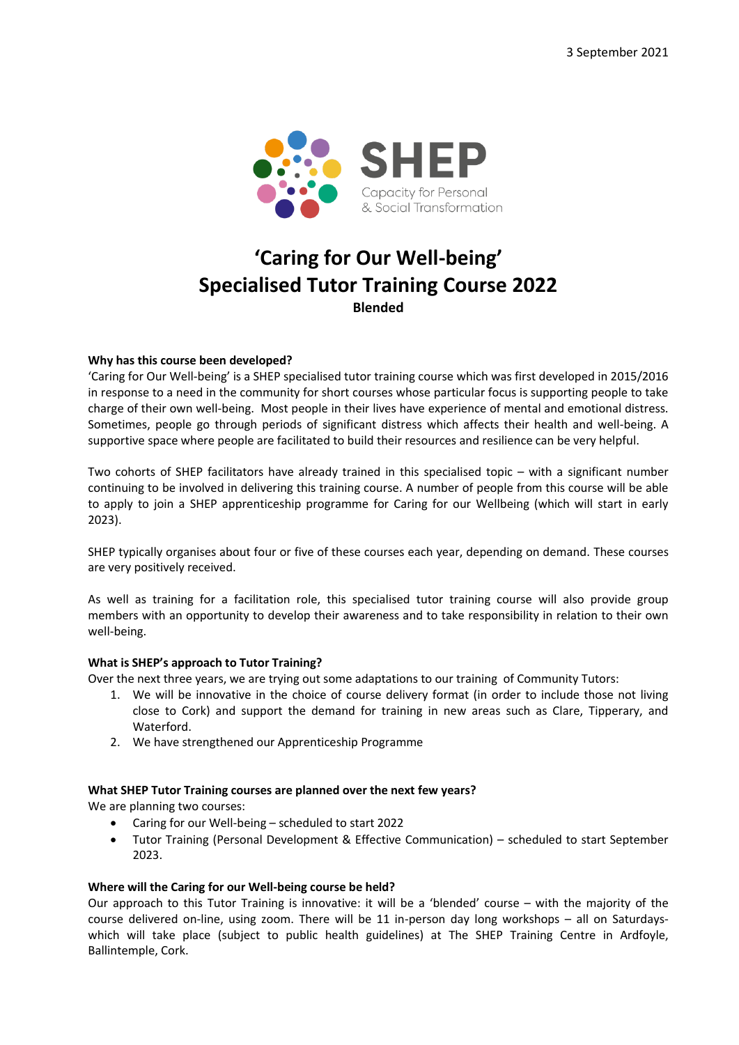3 September 2021

SHEP
Capacity for Personal & Social Transformation

# 'Caring for Our Well-being' Specialised Tutor Training Course 2022

**Blended**

**Why has this course been developed?**
'Caring for Our Well-being' is a SHEP specialised tutor training course which was first developed in 2015/2016 in response to a need in the community for short courses whose particular focus is supporting people to take charge of their own well-being. Most people in their lives have experience of mental and emotional distress. Sometimes, people go through periods of significant distress which affects their health and well-being. A supportive space where people are facilitated to build their resources and resilience can be very helpful.

Two cohorts of SHEP facilitators have already trained in this specialised topic – with a significant number continuing to be involved in delivering this training course. A number of people from this course will be able to apply to join a SHEP apprenticeship programme for Caring for our Wellbeing (which will start in early 2023).

SHEP typically organises about four or five of these courses each year, depending on demand. These courses are very positively received.

As well as training for a facilitation role, this specialised tutor training course will also provide group members with an opportunity to develop their awareness and to take responsibility in relation to their own well-being.

**What is SHEP's approach to Tutor Training?**
Over the next three years, we are trying out some adaptations to our training of Community Tutors:

1. We will be innovative in the choice of course delivery format (in order to include those not living close to Cork) and support the demand for training in new areas such as Clare, Tipperary, and Waterford.
2. We have strengthened our Apprenticeship Programme

**What SHEP Tutor Training courses are planned over the next few years?**
We are planning two courses:

- Caring for our Well-being – scheduled to start 2022
- Tutor Training (Personal Development & Effective Communication) – scheduled to start September 2023.

**Where will the Caring for our Well-being course be held?**
Our approach to this Tutor Training is innovative: it will be a 'blended' course – with the majority of the course delivered on-line, using zoom. There will be 11 in-person day long workshops – all on Saturdays- which will take place (subject to public health guidelines) at The SHEP Training Centre in Ardfoyle, Ballintemple, Cork.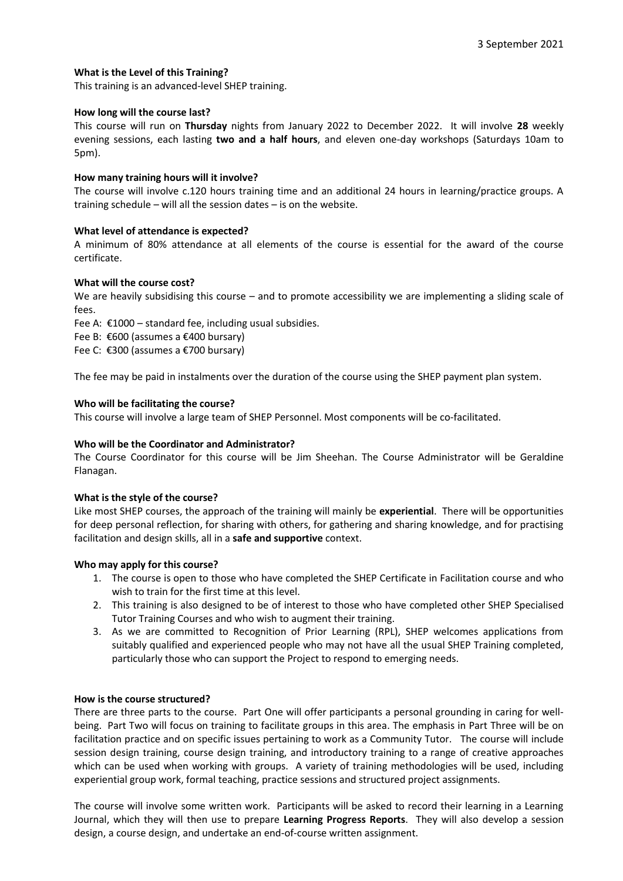3 September 2021

**What is the Level of this Training?**

This training is an advanced-level SHEP training.

**How long will the course last?**

This course will run on **Thursday** nights from January 2022 to December 2022. It will involve **28** weekly evening sessions, each lasting **two and a half hours**, and eleven one-day workshops (Saturdays 10am to 5pm).

**How many training hours will it involve?**

The course will involve c.120 hours training time and an additional 24 hours in learning/practice groups. A training schedule – will all the session dates – is on the website.

**What level of attendance is expected?**

A minimum of 80% attendance at all elements of the course is essential for the award of the course certificate.

**What will the course cost?**

We are heavily subsidising this course – and to promote accessibility we are implementing a sliding scale of fees.

Fee A: €1000 – standard fee, including usual subsidies.
Fee B: €600 (assumes a €400 bursary)
Fee C: €300 (assumes a €700 bursary)

The fee may be paid in instalments over the duration of the course using the SHEP payment plan system.

**Who will be facilitating the course?**

This course will involve a large team of SHEP Personnel. Most components will be co-facilitated.

**Who will be the Coordinator and Administrator?**

The Course Coordinator for this course will be Jim Sheehan. The Course Administrator will be Geraldine Flanagan.

**What is the style of the course?**

Like most SHEP courses, the approach of the training will mainly be **experiential**. There will be opportunities for deep personal reflection, for sharing with others, for gathering and sharing knowledge, and for practising facilitation and design skills, all in a **safe and supportive** context.

**Who may apply for this course?**

1. The course is open to those who have completed the SHEP Certificate in Facilitation course and who wish to train for the first time at this level.
2. This training is also designed to be of interest to those who have completed other SHEP Specialised Tutor Training Courses and who wish to augment their training.
3. As we are committed to Recognition of Prior Learning (RPL), SHEP welcomes applications from suitably qualified and experienced people who may not have all the usual SHEP Training completed, particularly those who can support the Project to respond to emerging needs.

**How is the course structured?**

There are three parts to the course. Part One will offer participants a personal grounding in caring for well-being. Part Two will focus on training to facilitate groups in this area. The emphasis in Part Three will be on facilitation practice and on specific issues pertaining to work as a Community Tutor. The course will include session design training, course design training, and introductory training to a range of creative approaches which can be used when working with groups. A variety of training methodologies will be used, including experiential group work, formal teaching, practice sessions and structured project assignments.

The course will involve some written work. Participants will be asked to record their learning in a Learning Journal, which they will then use to prepare **Learning Progress Reports**. They will also develop a session design, a course design, and undertake an end-of-course written assignment.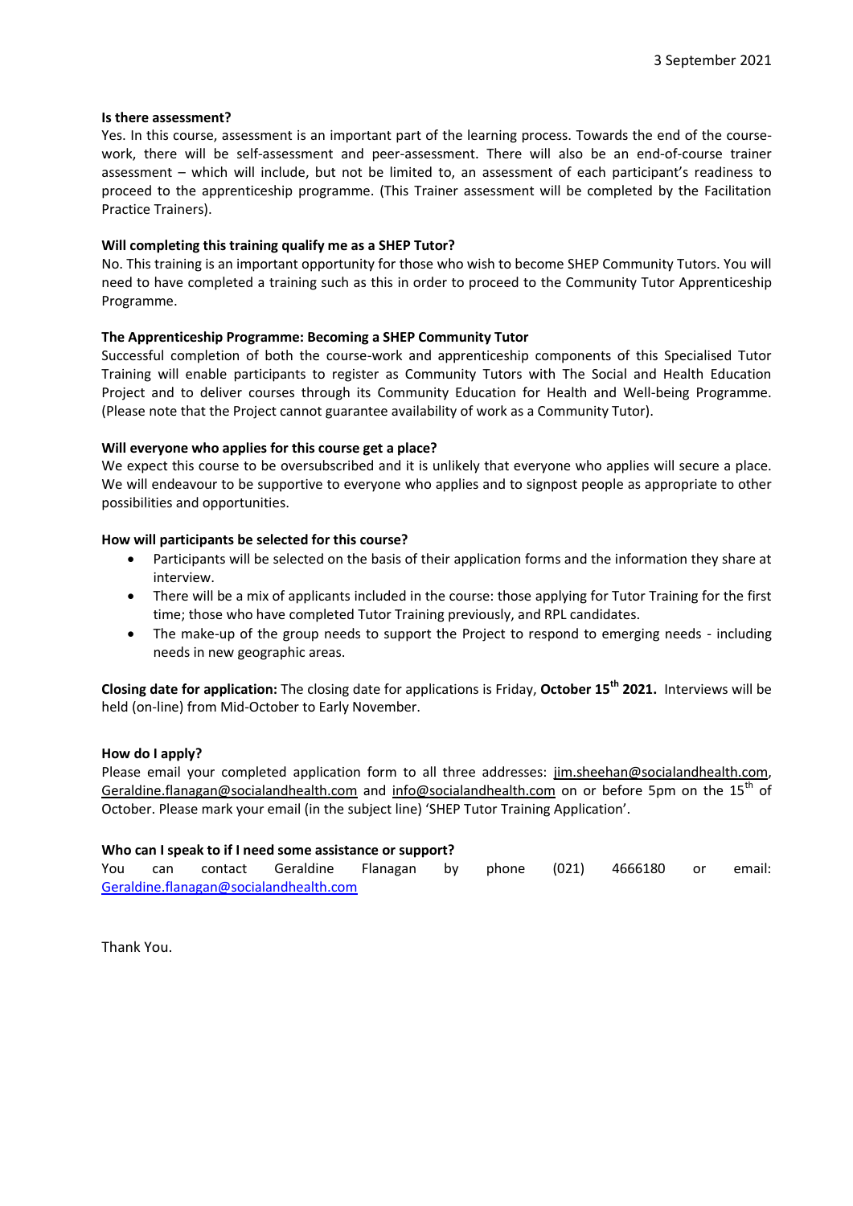3 September 2021

**Is there assessment?**

Yes. In this course, assessment is an important part of the learning process. Towards the end of the course-work, there will be self-assessment and peer-assessment. There will also be an end-of-course trainer assessment – which will include, but not be limited to, an assessment of each participant's readiness to proceed to the apprenticeship programme. (This Trainer assessment will be completed by the Facilitation Practice Trainers).

**Will completing this training qualify me as a SHEP Tutor?**

No. This training is an important opportunity for those who wish to become SHEP Community Tutors. You will need to have completed a training such as this in order to proceed to the Community Tutor Apprenticeship Programme.

**The Apprenticeship Programme: Becoming a SHEP Community Tutor**

Successful completion of both the course-work and apprenticeship components of this Specialised Tutor Training will enable participants to register as Community Tutors with The Social and Health Education Project and to deliver courses through its Community Education for Health and Well-being Programme. (Please note that the Project cannot guarantee availability of work as a Community Tutor).

**Will everyone who applies for this course get a place?**

We expect this course to be oversubscribed and it is unlikely that everyone who applies will secure a place. We will endeavour to be supportive to everyone who applies and to signpost people as appropriate to other possibilities and opportunities.

**How will participants be selected for this course?**

- Participants will be selected on the basis of their application forms and the information they share at interview.
- There will be a mix of applicants included in the course: those applying for Tutor Training for the first time; those who have completed Tutor Training previously, and RPL candidates.
- The make-up of the group needs to support the Project to respond to emerging needs - including needs in new geographic areas.

**Closing date for application:** The closing date for applications is Friday, **October 15th 2021.** Interviews will be held (on-line) from Mid-October to Early November.

**How do I apply?**

Please email your completed application form to all three addresses: jim.sheehan@socialandhealth.com, Geraldine.flanagan@socialandhealth.com and info@socialandhealth.com on or before 5pm on the 15th of October. Please mark your email (in the subject line) 'SHEP Tutor Training Application'.

**Who can I speak to if I need some assistance or support?**

You can contact Geraldine Flanagan by phone (021) 4666180 or email: Geraldine.flanagan@socialandhealth.com

Thank You.